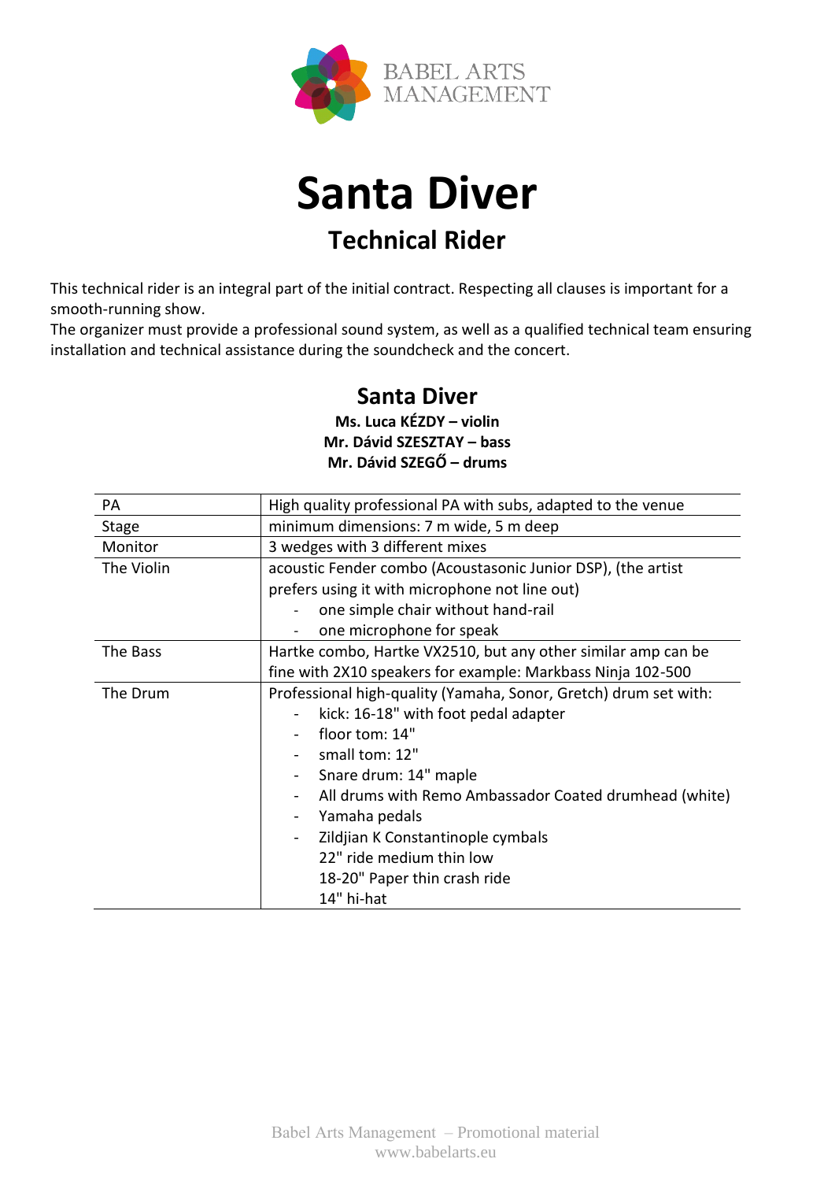BABEL ARTS MANAGEMENT

# Santa Diver

## Technical Rider

This technical rider is an integral part of the initial contract. Respecting all clauses is important for a smooth-running show.
The organizer must provide a professional sound system, as well as a qualified technical team ensuring installation and technical assistance during the soundcheck and the concert.

### Santa Diver

**Ms. Luca KÉZDY – violin**
**Mr. Dávid SZESZTAY – bass**
**Mr. Dávid SZEGŐ – drums**

| PA | High quality professional PA with subs, adapted to the venue |
|---|---|
| Stage | minimum dimensions: 7 m wide, 5 m deep |
| Monitor | 3 wedges with 3 different mixes |
| The Violin | acoustic Fender combo (Acoustasonic Junior DSP), (the artist prefers using it with microphone not line out)<br>- one simple chair without hand-rail<br>- one microphone for speak |
| The Bass | Hartke combo, Hartke VX2510, but any other similar amp can be fine with 2X10 speakers for example: Markbass Ninja 102-500 |
| The Drum | Professional high-quality (Yamaha, Sonor, Gretch) drum set with:<br>- kick: 16-18" with foot pedal adapter<br>- floor tom: 14"<br>- small tom: 12"<br>- Snare drum: 14" maple<br>- All drums with Remo Ambassador Coated drumhead (white)<br>- Yamaha pedals<br>- Zildjian K Constantinople cymbals<br>22" ride medium thin low<br>18-20" Paper thin crash ride<br>14" hi-hat |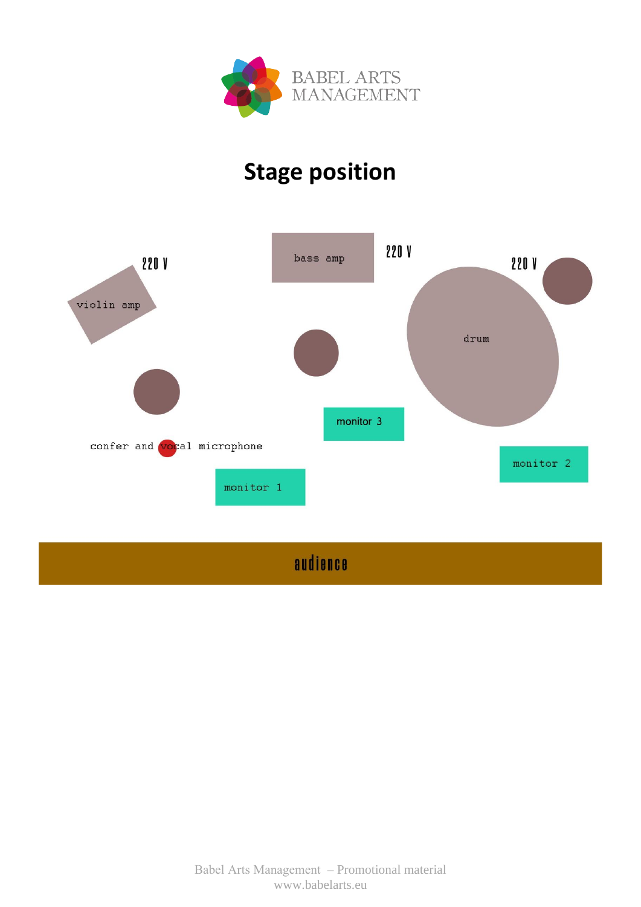# Stage position

220 V

bass amp

220 V

220 V

violin amp

drum

monitor 3

confer and vocal microphone

monitor 2

monitor 1

audience

Babel Arts Management – Promotional material
www.babelarts.eu